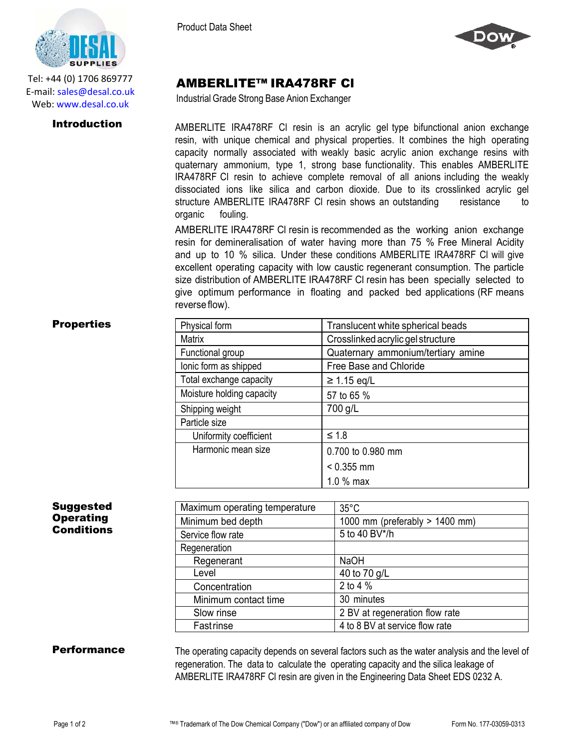Tel: +44 (0) 1706 869777
E-mail: sales@desal.co.uk
Web: www.desal.co.uk

Product Data Sheet

# AMBERLITE™ IRA478RF Cl

Industrial Grade Strong Base Anion Exchanger

## Introduction

AMBERLITE IRA478RF Cl resin is an acrylic gel type bifunctional anion exchange resin, with unique chemical and physical properties. It combines the high operating capacity normally associated with weakly basic acrylic anion exchange resins with quaternary ammonium, type 1, strong base functionality. This enables AMBERLITE IRA478RF Cl resin to achieve complete removal of all anions including the weakly dissociated ions like silica and carbon dioxide. Due to its crosslinked acrylic gel structure AMBERLITE IRA478RF Cl resin shows an outstanding resistance to organic fouling.

AMBERLITE IRA478RF Cl resin is recommended as the working anion exchange resin for demineralisation of water having more than 75 % Free Mineral Acidity and up to 10 % silica. Under these conditions AMBERLITE IRA478RF Cl will give excellent operating capacity with low caustic regenerant consumption. The particle size distribution of AMBERLITE IRA478RF Cl resin has been specially selected to give optimum performance in floating and packed bed applications (RF means reverse flow).

## Properties

| Physical form | Translucent white spherical beads |
|---|---|
| Matrix | Crosslinked acrylic gel structure |
| Functional group | Quaternary ammonium/tertiary amine |
| Ionic form as shipped | Free Base and Chloride |
| Total exchange capacity | ≥ 1.15 eq/L |
| Moisture holding capacity | 57 to 65 % |
| Shipping weight | 700 g/L |
| Particle size | |
| Uniformity coefficient | ≤ 1.8 |
| Harmonic mean size | 0.700 to 0.980 mm |
| | < 0.355 mm |
| | 1.0 % max |

## Suggested Operating Conditions

| Maximum operating temperature | 35°C |
|---|---|
| Minimum bed depth | 1000 mm (preferably > 1400 mm) |
| Service flow rate | 5 to 40 BV*/h |
| Regeneration | |
| Regenerant | NaOH |
| Level | 40 to 70 g/L |
| Concentration | 2 to 4 % |
| Minimum contact time | 30 minutes |
| Slow rinse | 2 BV at regeneration flow rate |
| Fast rinse | 4 to 8 BV at service flow rate |

## Performance

The operating capacity depends on several factors such as the water analysis and the level of regeneration. The data to calculate the operating capacity and the silica leakage of AMBERLITE IRA478RF Cl resin are given in the Engineering Data Sheet EDS 0232 A.

™® Trademark of The Dow Chemical Company ("Dow") or an affiliated company of Dow

Form No. 177-03059-0313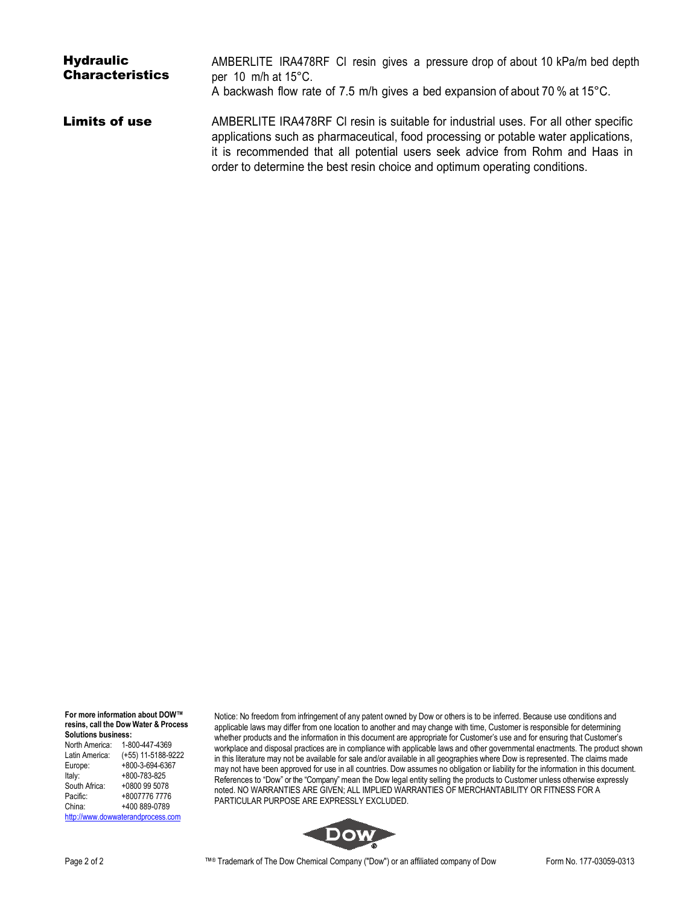## Hydraulic Characteristics

AMBERLITE IRA478RF Cl resin gives a pressure drop of about 10 kPa/m bed depth per 10 m/h at 15°C.
A backwash flow rate of 7.5 m/h gives a bed expansion of about 70 % at 15°C.

## Limits of use

AMBERLITE IRA478RF Cl resin is suitable for industrial uses. For all other specific applications such as pharmaceutical, food processing or potable water applications, it is recommended that all potential users seek advice from Rohm and Haas in order to determine the best resin choice and optimum operating conditions.

**For more information about DOW™ resins, call the Dow Water & Process Solutions business:**

| | |
|---|---|
| North America: | 1-800-447-4369 |
| Latin America: | (+55) 11-5188-9222 |
| Europe: | +800-3-694-6367 |
| Italy: | +800-783-825 |
| South Africa: | +0800 99 5078 |
| Pacific: | +8007776 7776 |
| China: | +400 889-0789 |

http://www.dowwaterandprocess.com

Notice: No freedom from infringement of any patent owned by Dow or others is to be inferred. Because use conditions and applicable laws may differ from one location to another and may change with time, Customer is responsible for determining whether products and the information in this document are appropriate for Customer's use and for ensuring that Customer's workplace and disposal practices are in compliance with applicable laws and other governmental enactments. The product shown in this literature may not be available for sale and/or available in all geographies where Dow is represented. The claims made may not have been approved for use in all countries. Dow assumes no obligation or liability for the information in this document. References to "Dow" or the "Company" mean the Dow legal entity selling the products to Customer unless otherwise expressly noted. NO WARRANTIES ARE GIVEN; ALL IMPLIED WARRANTIES OF MERCHANTABILITY OR FITNESS FOR A PARTICULAR PURPOSE ARE EXPRESSLY EXCLUDED.

™® Trademark of The Dow Chemical Company ("Dow") or an affiliated company of Dow

Form No. 177-03059-0313